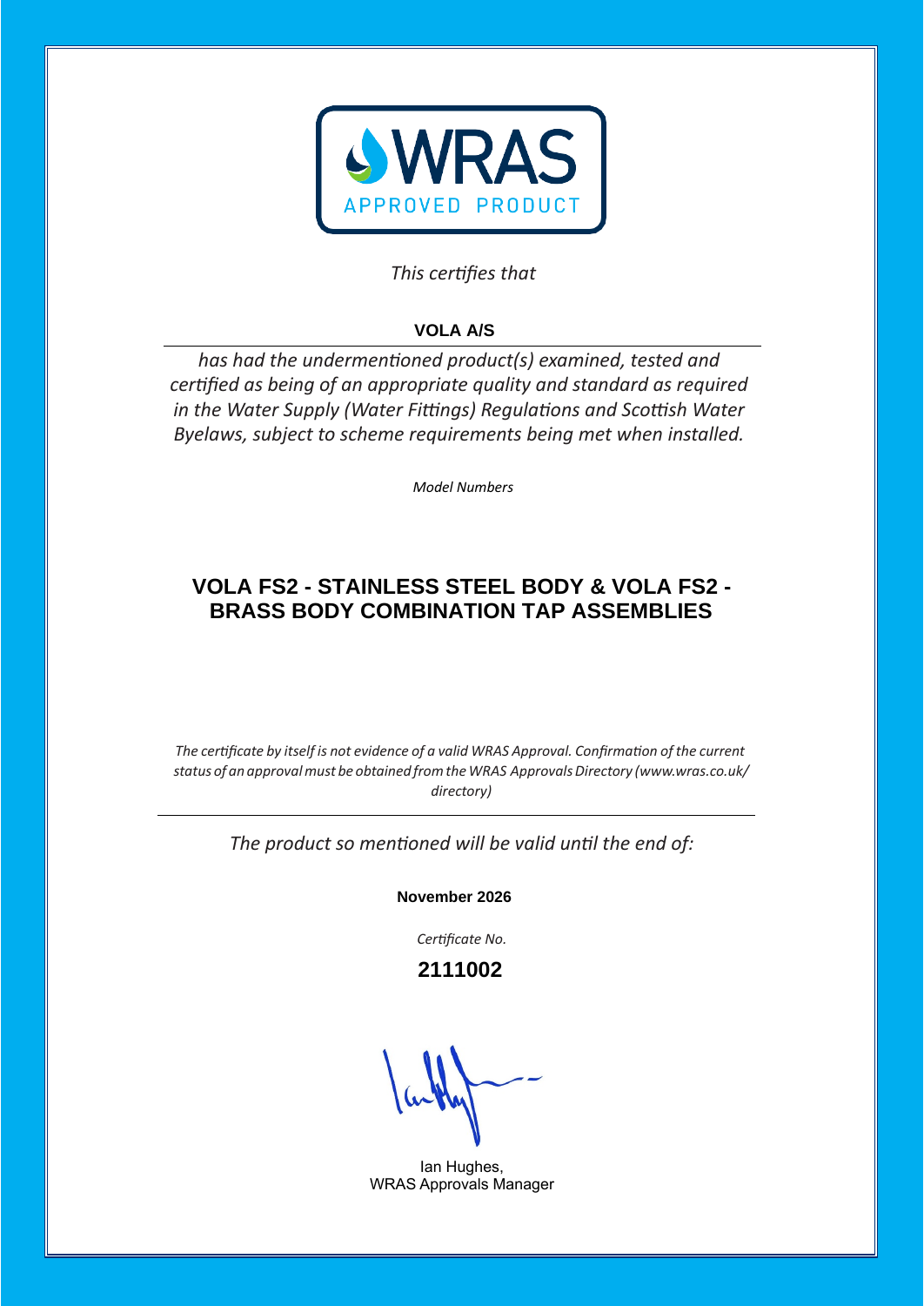WRAS
APPROVED PRODUCT

*This certifies that*

**VOLA A/S**

*has had the undermentioned product(s) examined, tested and certified as being of an appropriate quality and standard as required in the Water Supply (Water Fittings) Regulations and Scottish Water Byelaws, subject to scheme requirements being met when installed.*

*Model Numbers*

## VOLA FS2 - STAINLESS STEEL BODY & VOLA FS2 - BRASS BODY COMBINATION TAP ASSEMBLIES

*The certificate by itself is not evidence of a valid WRAS Approval. Confirmation of the current status of an approval must be obtained from the WRAS Approvals Directory (www.wras.co.uk/directory)*

*The product so mentioned will be valid until the end of:*

**November 2026**

*Certificate No.*

**2111002**

Ian Hughes,
WRAS Approvals Manager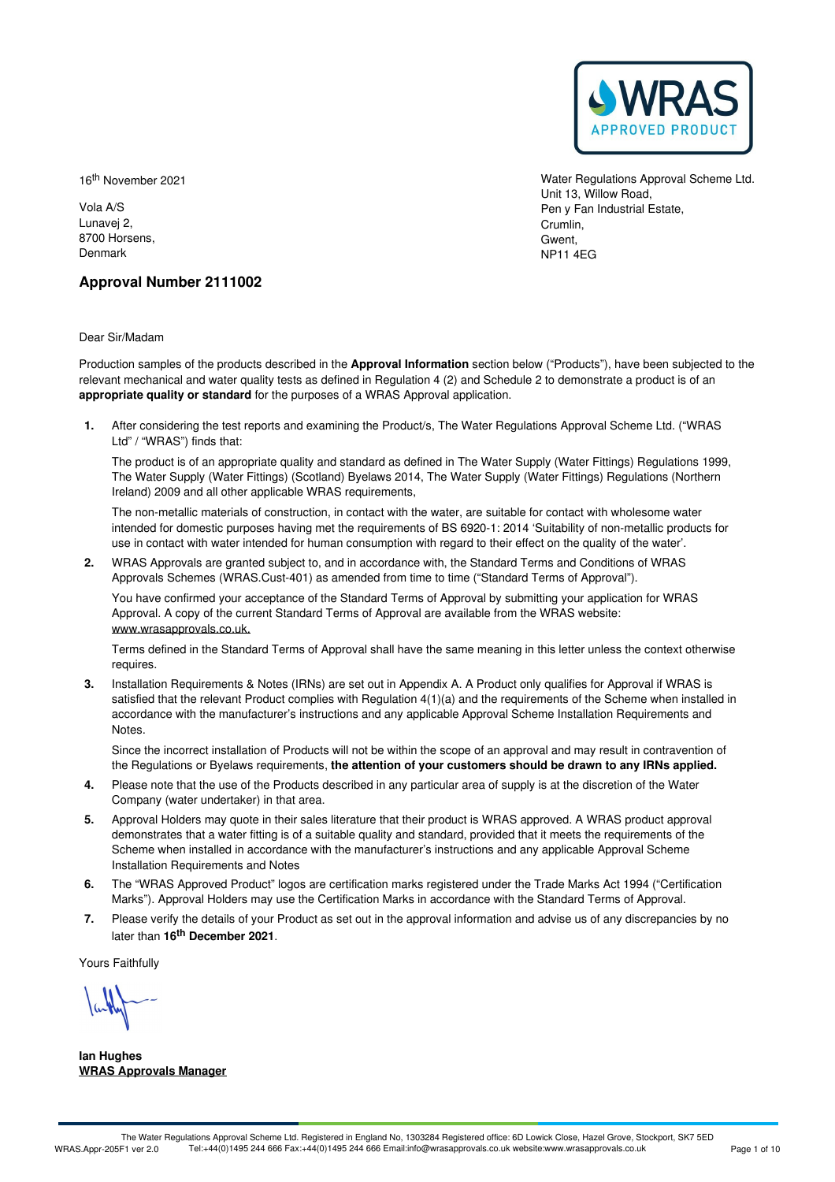16th November 2021

Vola A/S
Lunavej 2,
8700 Horsens,
Denmark

Water Regulations Approval Scheme Ltd.
Unit 13, Willow Road,
Pen y Fan Industrial Estate,
Crumlin,
Gwent,
NP11 4EG

## Approval Number 2111002

Dear Sir/Madam

Production samples of the products described in the **Approval Information** section below ("Products"), have been subjected to the relevant mechanical and water quality tests as defined in Regulation 4 (2) and Schedule 2 to demonstrate a product is of an **appropriate quality or standard** for the purposes of a WRAS Approval application.

1. After considering the test reports and examining the Product/s, The Water Regulations Approval Scheme Ltd. ("WRAS Ltd" / "WRAS") finds that:

   The product is of an appropriate quality and standard as defined in The Water Supply (Water Fittings) Regulations 1999, The Water Supply (Water Fittings) (Scotland) Byelaws 2014, The Water Supply (Water Fittings) Regulations (Northern Ireland) 2009 and all other applicable WRAS requirements,

   The non-metallic materials of construction, in contact with the water, are suitable for contact with wholesome water intended for domestic purposes having met the requirements of BS 6920-1: 2014 'Suitability of non-metallic products for use in contact with water intended for human consumption with regard to their effect on the quality of the water'.

2. WRAS Approvals are granted subject to, and in accordance with, the Standard Terms and Conditions of WRAS Approvals Schemes (WRAS.Cust-401) as amended from time to time ("Standard Terms of Approval").

   You have confirmed your acceptance of the Standard Terms of Approval by submitting your application for WRAS Approval. A copy of the current Standard Terms of Approval are available from the WRAS website: www.wrasapprovals.co.uk.

   Terms defined in the Standard Terms of Approval shall have the same meaning in this letter unless the context otherwise requires.

3. Installation Requirements & Notes (IRNs) are set out in Appendix A. A Product only qualifies for Approval if WRAS is satisfied that the relevant Product complies with Regulation 4(1)(a) and the requirements of the Scheme when installed in accordance with the manufacturer's instructions and any applicable Approval Scheme Installation Requirements and Notes.

   Since the incorrect installation of Products will not be within the scope of an approval and may result in contravention of the Regulations or Byelaws requirements, **the attention of your customers should be drawn to any IRNs applied.**

4. Please note that the use of the Products described in any particular area of supply is at the discretion of the Water Company (water undertaker) in that area.

5. Approval Holders may quote in their sales literature that their product is WRAS approved. A WRAS product approval demonstrates that a water fitting is of a suitable quality and standard, provided that it meets the requirements of the Scheme when installed in accordance with the manufacturer's instructions and any applicable Approval Scheme Installation Requirements and Notes

6. The "WRAS Approved Product" logos are certification marks registered under the Trade Marks Act 1994 ("Certification Marks"). Approval Holders may use the Certification Marks in accordance with the Standard Terms of Approval.

7. Please verify the details of your Product as set out in the approval information and advise us of any discrepancies by no later than **16th December 2021**.

Yours Faithfully

**Ian Hughes**
**WRAS Approvals Manager**

The Water Regulations Approval Scheme Ltd. Registered in England No, 1303284 Registered office: 6D Lowick Close, Hazel Grove, Stockport, SK7 5ED
WRAS.Appr-205F1 ver 2.0 Tel:+44(0)1495 244 666 Fax:+44(0)1495 244 666 Email:info@wrasapprovals.co.uk website:www.wrasapprovals.co.uk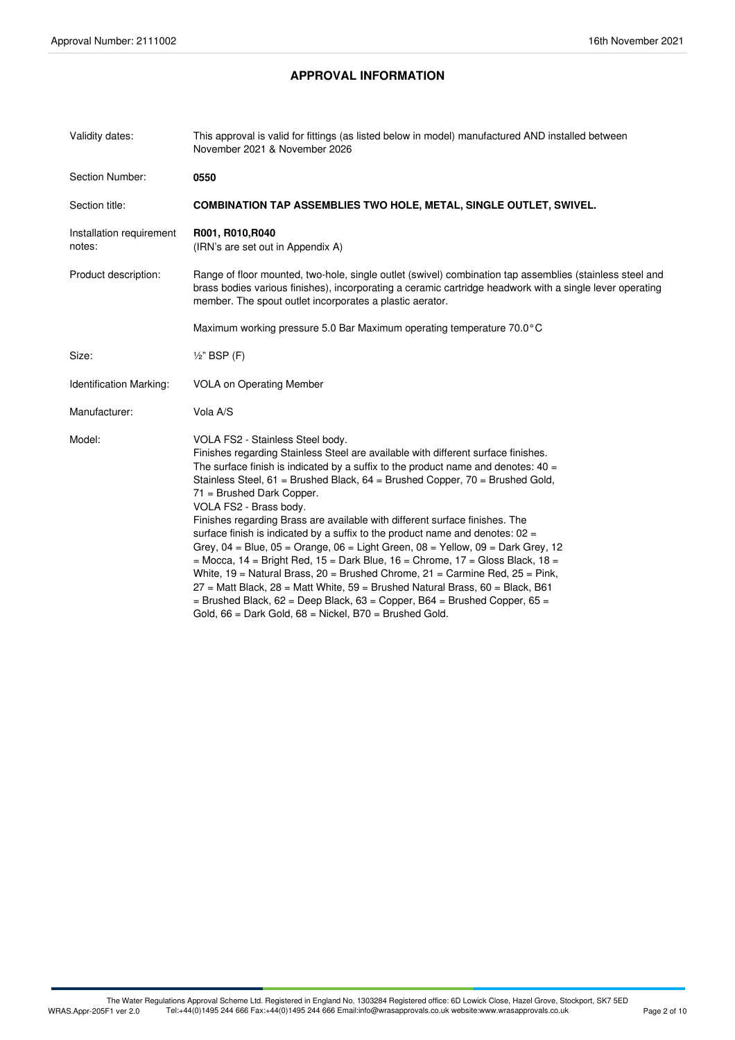## APPROVAL INFORMATION

| | |
|---|---|
| Validity dates: | This approval is valid for fittings (as listed below in model) manufactured AND installed between November 2021 & November 2026 |
| Section Number: | **0550** |
| Section title: | **COMBINATION TAP ASSEMBLIES TWO HOLE, METAL, SINGLE OUTLET, SWIVEL.** |
| Installation requirement notes: | **R001, R010,R040** (IRN's are set out in Appendix A) |
| Product description: | Range of floor mounted, two-hole, single outlet (swivel) combination tap assemblies (stainless steel and brass bodies various finishes), incorporating a ceramic cartridge headwork with a single lever operating member. The spout outlet incorporates a plastic aerator. Maximum working pressure 5.0 Bar Maximum operating temperature 70.0°C |
| Size: | ½" BSP (F) |
| Identification Marking: | VOLA on Operating Member |
| Manufacturer: | Vola A/S |
| Model: | VOLA FS2 - Stainless Steel body. Finishes regarding Stainless Steel are available with different surface finishes. The surface finish is indicated by a suffix to the product name and denotes: 40 = Stainless Steel, 61 = Brushed Black, 64 = Brushed Copper, 70 = Brushed Gold, 71 = Brushed Dark Copper. VOLA FS2 - Brass body. Finishes regarding Brass are available with different surface finishes. The surface finish is indicated by a suffix to the product name and denotes: 02 = Grey, 04 = Blue, 05 = Orange, 06 = Light Green, 08 = Yellow, 09 = Dark Grey, 12 = Mocca, 14 = Bright Red, 15 = Dark Blue, 16 = Chrome, 17 = Gloss Black, 18 = White, 19 = Natural Brass, 20 = Brushed Chrome, 21 = Carmine Red, 25 = Pink, 27 = Matt Black, 28 = Matt White, 59 = Brushed Natural Brass, 60 = Black, B61 = Brushed Black, 62 = Deep Black, 63 = Copper, B64 = Brushed Copper, 65 = Gold, 66 = Dark Gold, 68 = Nickel, B70 = Brushed Gold. |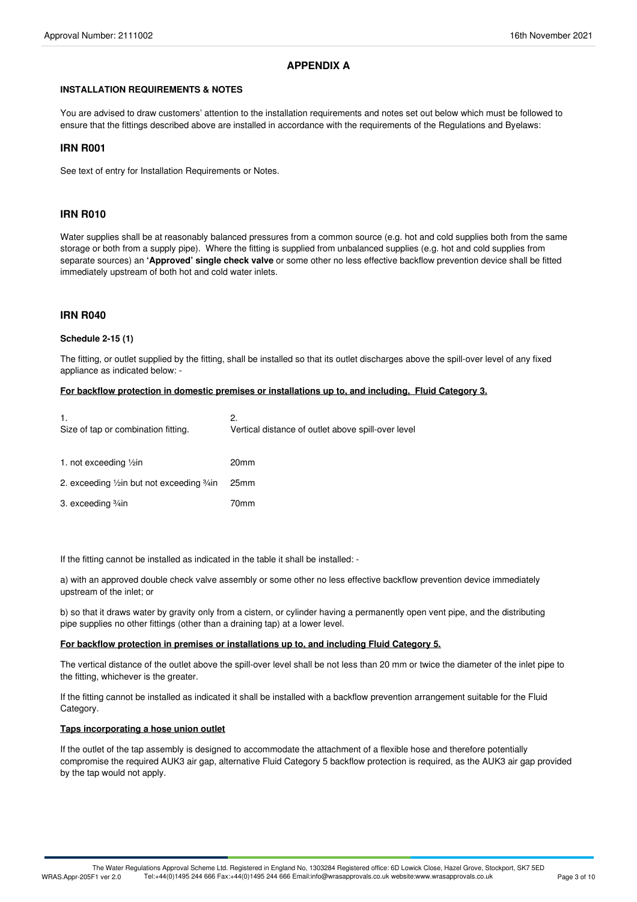## APPENDIX A

### INSTALLATION REQUIREMENTS & NOTES

You are advised to draw customers' attention to the installation requirements and notes set out below which must be followed to ensure that the fittings described above are installed in accordance with the requirements of the Regulations and Byelaws:

### IRN R001

See text of entry for Installation Requirements or Notes.

### IRN R010

Water supplies shall be at reasonably balanced pressures from a common source (e.g. hot and cold supplies both from the same storage or both from a supply pipe). Where the fitting is supplied from unbalanced supplies (e.g. hot and cold supplies from separate sources) an **'Approved' single check valve** or some other no less effective backflow prevention device shall be fitted immediately upstream of both hot and cold water inlets.

### IRN R040

**Schedule 2-15 (1)**

The fitting, or outlet supplied by the fitting, shall be installed so that its outlet discharges above the spill-over level of any fixed appliance as indicated below: -

**For backflow protection in domestic premises or installations up to, and including, Fluid Category 3.**

| 1.<br>Size of tap or combination fitting. | 2.<br>Vertical distance of outlet above spill-over level |
|---|---|
| 1. not exceeding ½in | 20mm |
| 2. exceeding ½in but not exceeding ¾in | 25mm |
| 3. exceeding ¾in | 70mm |

If the fitting cannot be installed as indicated in the table it shall be installed: -

a) with an approved double check valve assembly or some other no less effective backflow prevention device immediately upstream of the inlet; or

b) so that it draws water by gravity only from a cistern, or cylinder having a permanently open vent pipe, and the distributing pipe supplies no other fittings (other than a draining tap) at a lower level.

**For backflow protection in premises or installations up to, and including Fluid Category 5.**

The vertical distance of the outlet above the spill-over level shall be not less than 20 mm or twice the diameter of the inlet pipe to the fitting, whichever is the greater.

If the fitting cannot be installed as indicated it shall be installed with a backflow prevention arrangement suitable for the Fluid Category.

**Taps incorporating a hose union outlet**

If the outlet of the tap assembly is designed to accommodate the attachment of a flexible hose and therefore potentially compromise the required AUK3 air gap, alternative Fluid Category 5 backflow protection is required, as the AUK3 air gap provided by the tap would not apply.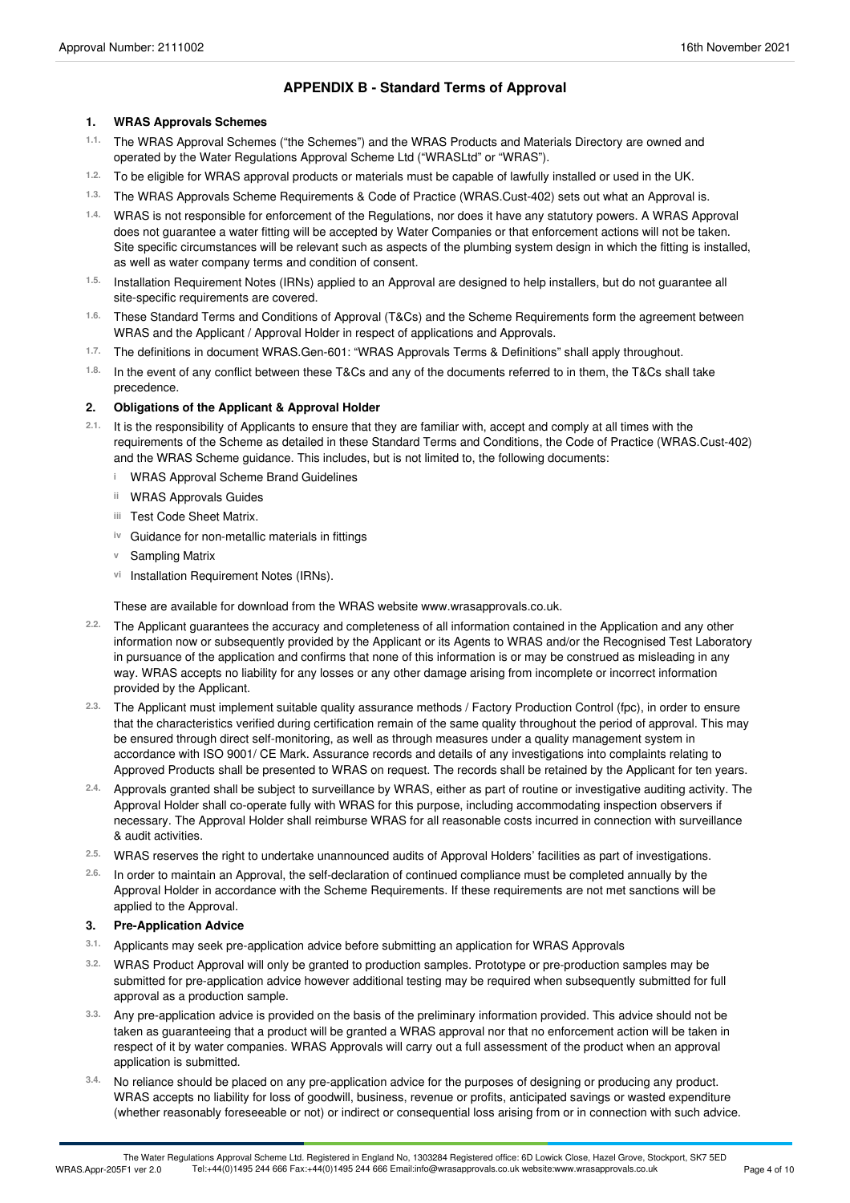## APPENDIX B - Standard Terms of Approval

### 1. WRAS Approvals Schemes

1.1. The WRAS Approval Schemes ("the Schemes") and the WRAS Products and Materials Directory are owned and operated by the Water Regulations Approval Scheme Ltd ("WRASLtd" or "WRAS").

1.2. To be eligible for WRAS approval products or materials must be capable of lawfully installed or used in the UK.

1.3. The WRAS Approvals Scheme Requirements & Code of Practice (WRAS.Cust-402) sets out what an Approval is.

1.4. WRAS is not responsible for enforcement of the Regulations, nor does it have any statutory powers. A WRAS Approval does not guarantee a water fitting will be accepted by Water Companies or that enforcement actions will not be taken. Site specific circumstances will be relevant such as aspects of the plumbing system design in which the fitting is installed, as well as water company terms and condition of consent.

1.5. Installation Requirement Notes (IRNs) applied to an Approval are designed to help installers, but do not guarantee all site-specific requirements are covered.

1.6. These Standard Terms and Conditions of Approval (T&Cs) and the Scheme Requirements form the agreement between WRAS and the Applicant / Approval Holder in respect of applications and Approvals.

1.7. The definitions in document WRAS.Gen-601: "WRAS Approvals Terms & Definitions" shall apply throughout.

1.8. In the event of any conflict between these T&Cs and any of the documents referred to in them, the T&Cs shall take precedence.

### 2. Obligations of the Applicant & Approval Holder

2.1. It is the responsibility of Applicants to ensure that they are familiar with, accept and comply at all times with the requirements of the Scheme as detailed in these Standard Terms and Conditions, the Code of Practice (WRAS.Cust-402) and the WRAS Scheme guidance. This includes, but is not limited to, the following documents:

- i WRAS Approval Scheme Brand Guidelines
- ii WRAS Approvals Guides
- iii Test Code Sheet Matrix.
- iv Guidance for non-metallic materials in fittings
- v Sampling Matrix
- vi Installation Requirement Notes (IRNs).

These are available for download from the WRAS website www.wrasapprovals.co.uk.

2.2. The Applicant guarantees the accuracy and completeness of all information contained in the Application and any other information now or subsequently provided by the Applicant or its Agents to WRAS and/or the Recognised Test Laboratory in pursuance of the application and confirms that none of this information is or may be construed as misleading in any way. WRAS accepts no liability for any losses or any other damage arising from incomplete or incorrect information provided by the Applicant.

2.3. The Applicant must implement suitable quality assurance methods / Factory Production Control (fpc), in order to ensure that the characteristics verified during certification remain of the same quality throughout the period of approval. This may be ensured through direct self-monitoring, as well as through measures under a quality management system in accordance with ISO 9001/ CE Mark. Assurance records and details of any investigations into complaints relating to Approved Products shall be presented to WRAS on request. The records shall be retained by the Applicant for ten years.

2.4. Approvals granted shall be subject to surveillance by WRAS, either as part of routine or investigative auditing activity. The Approval Holder shall co-operate fully with WRAS for this purpose, including accommodating inspection observers if necessary. The Approval Holder shall reimburse WRAS for all reasonable costs incurred in connection with surveillance & audit activities.

2.5. WRAS reserves the right to undertake unannounced audits of Approval Holders' facilities as part of investigations.

2.6. In order to maintain an Approval, the self-declaration of continued compliance must be completed annually by the Approval Holder in accordance with the Scheme Requirements. If these requirements are not met sanctions will be applied to the Approval.

### 3. Pre-Application Advice

3.1. Applicants may seek pre-application advice before submitting an application for WRAS Approvals

3.2. WRAS Product Approval will only be granted to production samples. Prototype or pre-production samples may be submitted for pre-application advice however additional testing may be required when subsequently submitted for full approval as a production sample.

3.3. Any pre-application advice is provided on the basis of the preliminary information provided. This advice should not be taken as guaranteeing that a product will be granted a WRAS approval nor that no enforcement action will be taken in respect of it by water companies. WRAS Approvals will carry out a full assessment of the product when an approval application is submitted.

3.4. No reliance should be placed on any pre-application advice for the purposes of designing or producing any product. WRAS accepts no liability for loss of goodwill, business, revenue or profits, anticipated savings or wasted expenditure (whether reasonably foreseeable or not) or indirect or consequential loss arising from or in connection with such advice.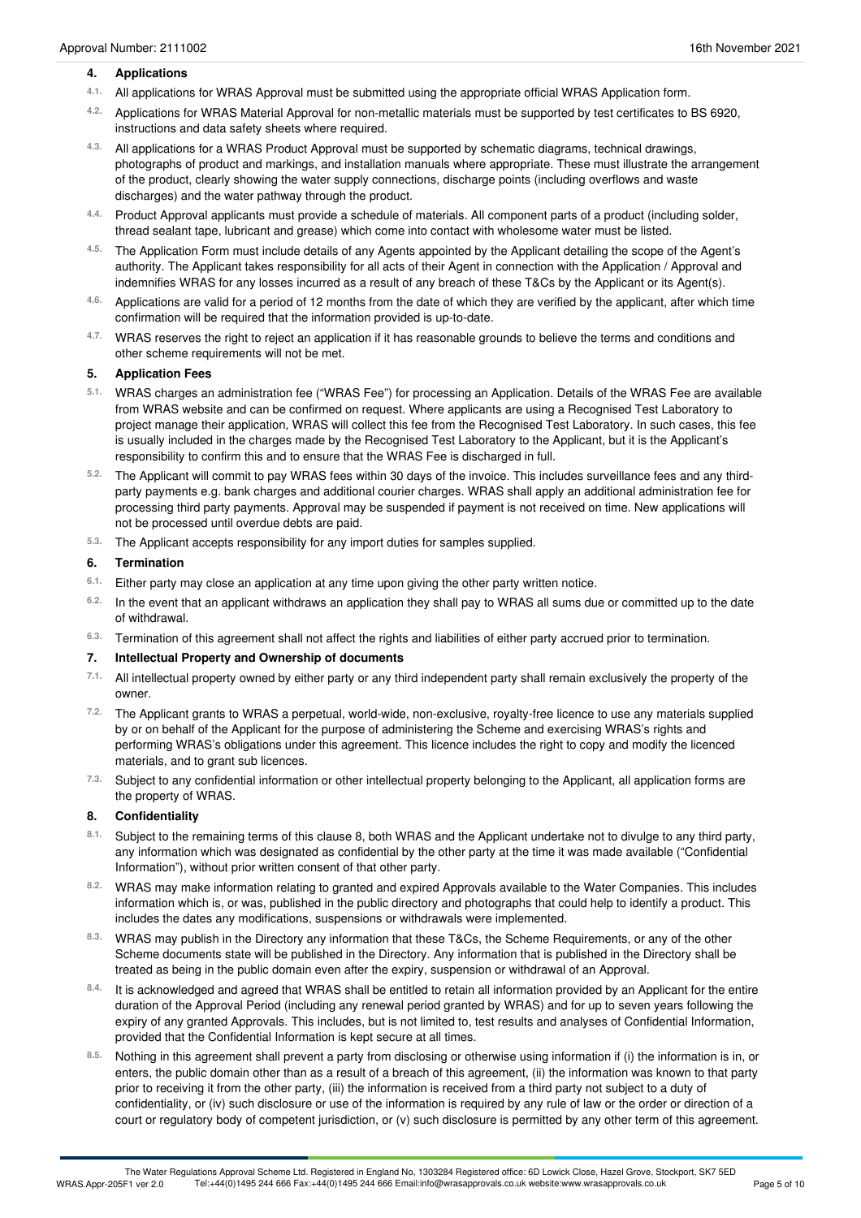## 4. Applications

4.1. All applications for WRAS Approval must be submitted using the appropriate official WRAS Application form.

4.2. Applications for WRAS Material Approval for non-metallic materials must be supported by test certificates to BS 6920, instructions and data safety sheets where required.

4.3. All applications for a WRAS Product Approval must be supported by schematic diagrams, technical drawings, photographs of product and markings, and installation manuals where appropriate. These must illustrate the arrangement of the product, clearly showing the water supply connections, discharge points (including overflows and waste discharges) and the water pathway through the product.

4.4. Product Approval applicants must provide a schedule of materials. All component parts of a product (including solder, thread sealant tape, lubricant and grease) which come into contact with wholesome water must be listed.

4.5. The Application Form must include details of any Agents appointed by the Applicant detailing the scope of the Agent's authority. The Applicant takes responsibility for all acts of their Agent in connection with the Application / Approval and indemnifies WRAS for any losses incurred as a result of any breach of these T&Cs by the Applicant or its Agent(s).

4.6. Applications are valid for a period of 12 months from the date of which they are verified by the applicant, after which time confirmation will be required that the information provided is up-to-date.

4.7. WRAS reserves the right to reject an application if it has reasonable grounds to believe the terms and conditions and other scheme requirements will not be met.

## 5. Application Fees

5.1. WRAS charges an administration fee ("WRAS Fee") for processing an Application. Details of the WRAS Fee are available from WRAS website and can be confirmed on request. Where applicants are using a Recognised Test Laboratory to project manage their application, WRAS will collect this fee from the Recognised Test Laboratory. In such cases, this fee is usually included in the charges made by the Recognised Test Laboratory to the Applicant, but it is the Applicant's responsibility to confirm this and to ensure that the WRAS Fee is discharged in full.

5.2. The Applicant will commit to pay WRAS fees within 30 days of the invoice. This includes surveillance fees and any third-party payments e.g. bank charges and additional courier charges. WRAS shall apply an additional administration fee for processing third party payments. Approval may be suspended if payment is not received on time. New applications will not be processed until overdue debts are paid.

5.3. The Applicant accepts responsibility for any import duties for samples supplied.

## 6. Termination

6.1. Either party may close an application at any time upon giving the other party written notice.

6.2. In the event that an applicant withdraws an application they shall pay to WRAS all sums due or committed up to the date of withdrawal.

6.3. Termination of this agreement shall not affect the rights and liabilities of either party accrued prior to termination.

## 7. Intellectual Property and Ownership of documents

7.1. All intellectual property owned by either party or any third independent party shall remain exclusively the property of the owner.

7.2. The Applicant grants to WRAS a perpetual, world-wide, non-exclusive, royalty-free licence to use any materials supplied by or on behalf of the Applicant for the purpose of administering the Scheme and exercising WRAS's rights and performing WRAS's obligations under this agreement. This licence includes the right to copy and modify the licenced materials, and to grant sub licences.

7.3. Subject to any confidential information or other intellectual property belonging to the Applicant, all application forms are the property of WRAS.

## 8. Confidentiality

8.1. Subject to the remaining terms of this clause 8, both WRAS and the Applicant undertake not to divulge to any third party, any information which was designated as confidential by the other party at the time it was made available ("Confidential Information"), without prior written consent of that other party.

8.2. WRAS may make information relating to granted and expired Approvals available to the Water Companies. This includes information which is, or was, published in the public directory and photographs that could help to identify a product. This includes the dates any modifications, suspensions or withdrawals were implemented.

8.3. WRAS may publish in the Directory any information that these T&Cs, the Scheme Requirements, or any of the other Scheme documents state will be published in the Directory. Any information that is published in the Directory shall be treated as being in the public domain even after the expiry, suspension or withdrawal of an Approval.

8.4. It is acknowledged and agreed that WRAS shall be entitled to retain all information provided by an Applicant for the entire duration of the Approval Period (including any renewal period granted by WRAS) and for up to seven years following the expiry of any granted Approvals. This includes, but is not limited to, test results and analyses of Confidential Information, provided that the Confidential Information is kept secure at all times.

8.5. Nothing in this agreement shall prevent a party from disclosing or otherwise using information if (i) the information is in, or enters, the public domain other than as a result of a breach of this agreement, (ii) the information was known to that party prior to receiving it from the other party, (iii) the information is received from a third party not subject to a duty of confidentiality, or (iv) such disclosure or use of the information is required by any rule of law or the order or direction of a court or regulatory body of competent jurisdiction, or (v) such disclosure is permitted by any other term of this agreement.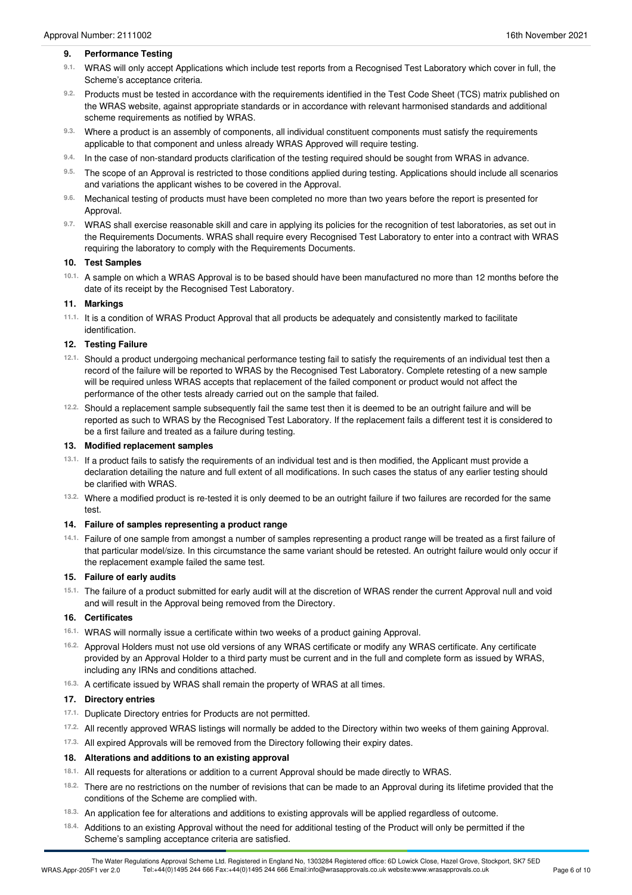## 9. Performance Testing

9.1. WRAS will only accept Applications which include test reports from a Recognised Test Laboratory which cover in full, the Scheme's acceptance criteria.

9.2. Products must be tested in accordance with the requirements identified in the Test Code Sheet (TCS) matrix published on the WRAS website, against appropriate standards or in accordance with relevant harmonised standards and additional scheme requirements as notified by WRAS.

9.3. Where a product is an assembly of components, all individual constituent components must satisfy the requirements applicable to that component and unless already WRAS Approved will require testing.

9.4. In the case of non-standard products clarification of the testing required should be sought from WRAS in advance.

9.5. The scope of an Approval is restricted to those conditions applied during testing. Applications should include all scenarios and variations the applicant wishes to be covered in the Approval.

9.6. Mechanical testing of products must have been completed no more than two years before the report is presented for Approval.

9.7. WRAS shall exercise reasonable skill and care in applying its policies for the recognition of test laboratories, as set out in the Requirements Documents. WRAS shall require every Recognised Test Laboratory to enter into a contract with WRAS requiring the laboratory to comply with the Requirements Documents.

## 10. Test Samples

10.1. A sample on which a WRAS Approval is to be based should have been manufactured no more than 12 months before the date of its receipt by the Recognised Test Laboratory.

## 11. Markings

11.1. It is a condition of WRAS Product Approval that all products be adequately and consistently marked to facilitate identification.

## 12. Testing Failure

12.1. Should a product undergoing mechanical performance testing fail to satisfy the requirements of an individual test then a record of the failure will be reported to WRAS by the Recognised Test Laboratory. Complete retesting of a new sample will be required unless WRAS accepts that replacement of the failed component or product would not affect the performance of the other tests already carried out on the sample that failed.

12.2. Should a replacement sample subsequently fail the same test then it is deemed to be an outright failure and will be reported as such to WRAS by the Recognised Test Laboratory. If the replacement fails a different test it is considered to be a first failure and treated as a failure during testing.

## 13. Modified replacement samples

13.1. If a product fails to satisfy the requirements of an individual test and is then modified, the Applicant must provide a declaration detailing the nature and full extent of all modifications. In such cases the status of any earlier testing should be clarified with WRAS.

13.2. Where a modified product is re-tested it is only deemed to be an outright failure if two failures are recorded for the same test.

## 14. Failure of samples representing a product range

14.1. Failure of one sample from amongst a number of samples representing a product range will be treated as a first failure of that particular model/size. In this circumstance the same variant should be retested. An outright failure would only occur if the replacement example failed the same test.

## 15. Failure of early audits

15.1. The failure of a product submitted for early audit will at the discretion of WRAS render the current Approval null and void and will result in the Approval being removed from the Directory.

## 16. Certificates

16.1. WRAS will normally issue a certificate within two weeks of a product gaining Approval.

16.2. Approval Holders must not use old versions of any WRAS certificate or modify any WRAS certificate. Any certificate provided by an Approval Holder to a third party must be current and in the full and complete form as issued by WRAS, including any IRNs and conditions attached.

16.3. A certificate issued by WRAS shall remain the property of WRAS at all times.

## 17. Directory entries

17.1. Duplicate Directory entries for Products are not permitted.

17.2. All recently approved WRAS listings will normally be added to the Directory within two weeks of them gaining Approval.

17.3. All expired Approvals will be removed from the Directory following their expiry dates.

## 18. Alterations and additions to an existing approval

18.1. All requests for alterations or addition to a current Approval should be made directly to WRAS.

18.2. There are no restrictions on the number of revisions that can be made to an Approval during its lifetime provided that the conditions of the Scheme are complied with.

18.3. An application fee for alterations and additions to existing approvals will be applied regardless of outcome.

18.4. Additions to an existing Approval without the need for additional testing of the Product will only be permitted if the Scheme's sampling acceptance criteria are satisfied.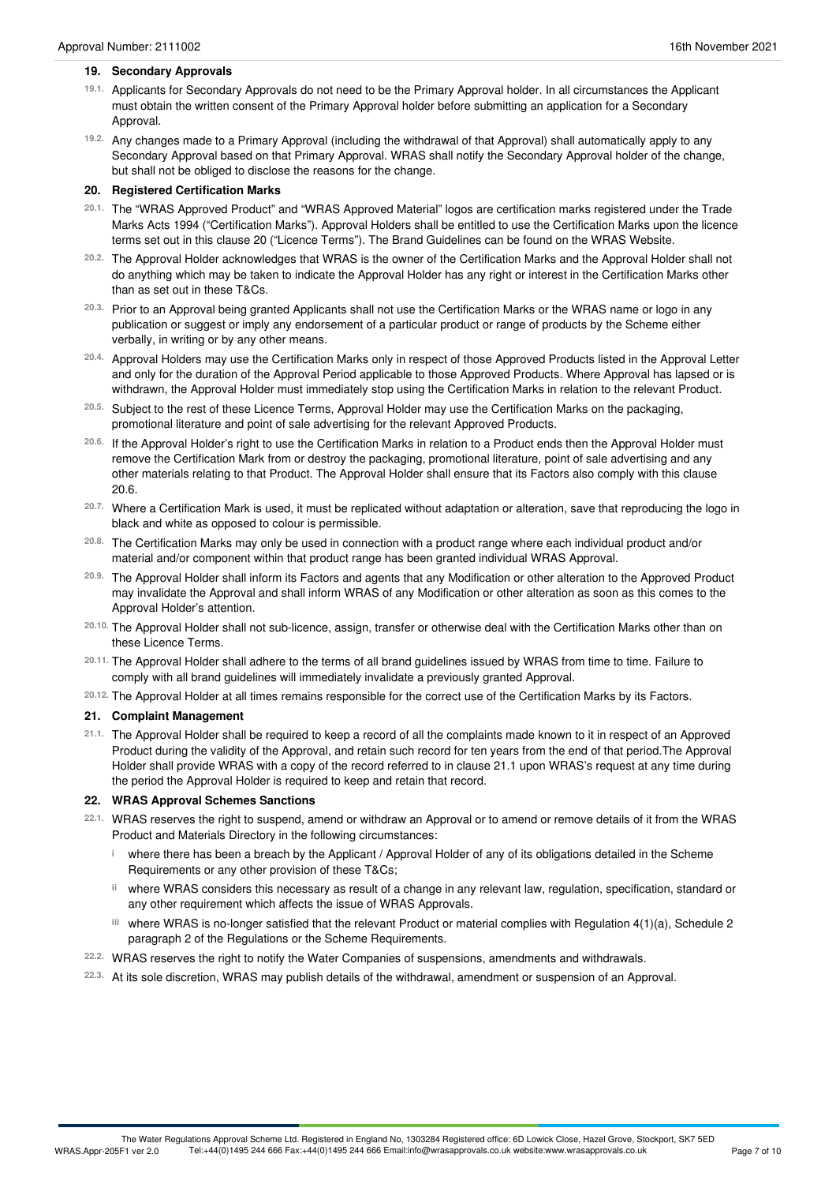## 19. Secondary Approvals

19.1. Applicants for Secondary Approvals do not need to be the Primary Approval holder. In all circumstances the Applicant must obtain the written consent of the Primary Approval holder before submitting an application for a Secondary Approval.

19.2. Any changes made to a Primary Approval (including the withdrawal of that Approval) shall automatically apply to any Secondary Approval based on that Primary Approval. WRAS shall notify the Secondary Approval holder of the change, but shall not be obliged to disclose the reasons for the change.

## 20. Registered Certification Marks

20.1. The "WRAS Approved Product" and "WRAS Approved Material" logos are certification marks registered under the Trade Marks Acts 1994 ("Certification Marks"). Approval Holders shall be entitled to use the Certification Marks upon the licence terms set out in this clause 20 ("Licence Terms"). The Brand Guidelines can be found on the WRAS Website.

20.2. The Approval Holder acknowledges that WRAS is the owner of the Certification Marks and the Approval Holder shall not do anything which may be taken to indicate the Approval Holder has any right or interest in the Certification Marks other than as set out in these T&Cs.

20.3. Prior to an Approval being granted Applicants shall not use the Certification Marks or the WRAS name or logo in any publication or suggest or imply any endorsement of a particular product or range of products by the Scheme either verbally, in writing or by any other means.

20.4. Approval Holders may use the Certification Marks only in respect of those Approved Products listed in the Approval Letter and only for the duration of the Approval Period applicable to those Approved Products. Where Approval has lapsed or is withdrawn, the Approval Holder must immediately stop using the Certification Marks in relation to the relevant Product.

20.5. Subject to the rest of these Licence Terms, Approval Holder may use the Certification Marks on the packaging, promotional literature and point of sale advertising for the relevant Approved Products.

20.6. If the Approval Holder's right to use the Certification Marks in relation to a Product ends then the Approval Holder must remove the Certification Mark from or destroy the packaging, promotional literature, point of sale advertising and any other materials relating to that Product. The Approval Holder shall ensure that its Factors also comply with this clause 20.6.

20.7. Where a Certification Mark is used, it must be replicated without adaptation or alteration, save that reproducing the logo in black and white as opposed to colour is permissible.

20.8. The Certification Marks may only be used in connection with a product range where each individual product and/or material and/or component within that product range has been granted individual WRAS Approval.

20.9. The Approval Holder shall inform its Factors and agents that any Modification or other alteration to the Approved Product may invalidate the Approval and shall inform WRAS of any Modification or other alteration as soon as this comes to the Approval Holder's attention.

20.10. The Approval Holder shall not sub-licence, assign, transfer or otherwise deal with the Certification Marks other than on these Licence Terms.

20.11. The Approval Holder shall adhere to the terms of all brand guidelines issued by WRAS from time to time. Failure to comply with all brand guidelines will immediately invalidate a previously granted Approval.

20.12. The Approval Holder at all times remains responsible for the correct use of the Certification Marks by its Factors.

## 21. Complaint Management

21.1. The Approval Holder shall be required to keep a record of all the complaints made known to it in respect of an Approved Product during the validity of the Approval, and retain such record for ten years from the end of that period.The Approval Holder shall provide WRAS with a copy of the record referred to in clause 21.1 upon WRAS's request at any time during the period the Approval Holder is required to keep and retain that record.

## 22. WRAS Approval Schemes Sanctions

22.1. WRAS reserves the right to suspend, amend or withdraw an Approval or to amend or remove details of it from the WRAS Product and Materials Directory in the following circumstances:

- i where there has been a breach by the Applicant / Approval Holder of any of its obligations detailed in the Scheme Requirements or any other provision of these T&Cs;
- ii where WRAS considers this necessary as result of a change in any relevant law, regulation, specification, standard or any other requirement which affects the issue of WRAS Approvals.
- iii where WRAS is no-longer satisfied that the relevant Product or material complies with Regulation 4(1)(a), Schedule 2 paragraph 2 of the Regulations or the Scheme Requirements.

22.2. WRAS reserves the right to notify the Water Companies of suspensions, amendments and withdrawals.

22.3. At its sole discretion, WRAS may publish details of the withdrawal, amendment or suspension of an Approval.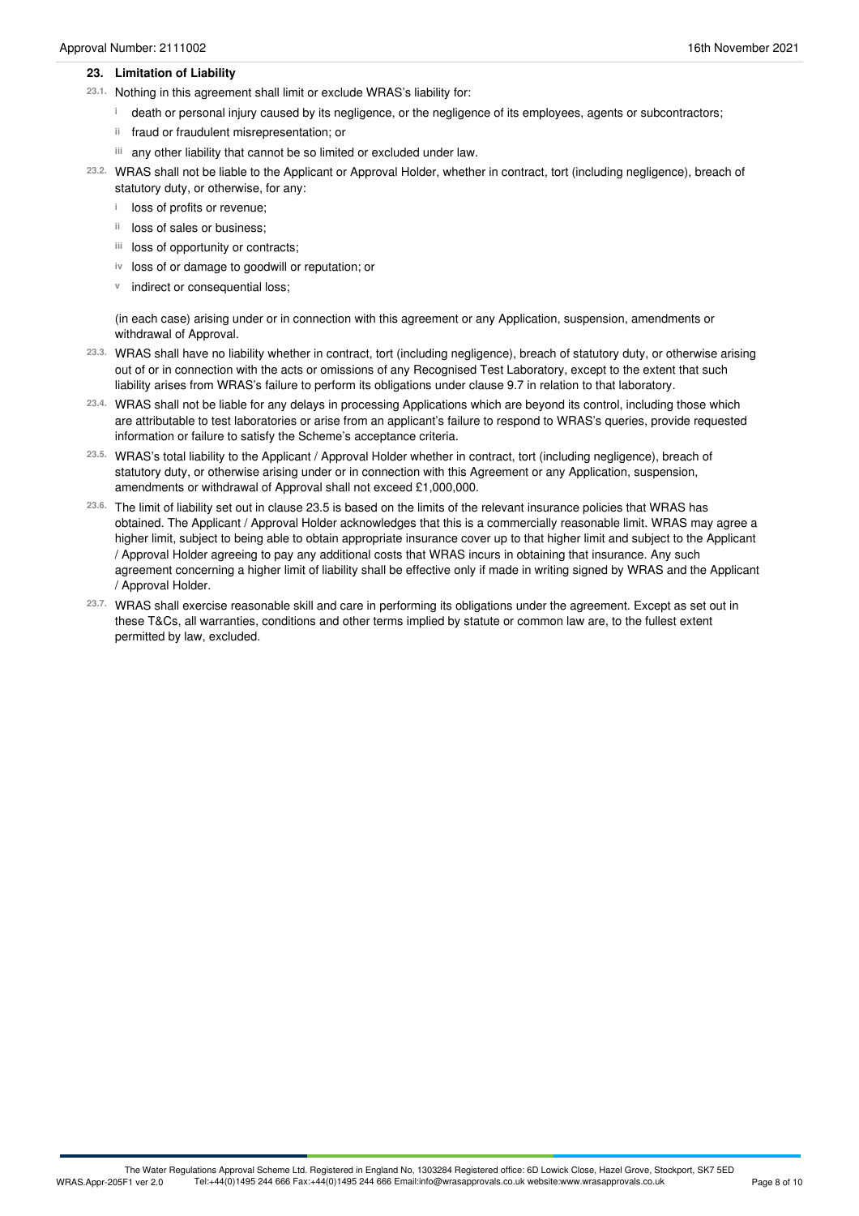## 23. Limitation of Liability

23.1. Nothing in this agreement shall limit or exclude WRAS's liability for:

- i death or personal injury caused by its negligence, or the negligence of its employees, agents or subcontractors;
- ii fraud or fraudulent misrepresentation; or
- iii any other liability that cannot be so limited or excluded under law.

23.2. WRAS shall not be liable to the Applicant or Approval Holder, whether in contract, tort (including negligence), breach of statutory duty, or otherwise, for any:

- i loss of profits or revenue;
- ii loss of sales or business;
- iii loss of opportunity or contracts;
- iv loss of or damage to goodwill or reputation; or
- v indirect or consequential loss;

(in each case) arising under or in connection with this agreement or any Application, suspension, amendments or withdrawal of Approval.

23.3. WRAS shall have no liability whether in contract, tort (including negligence), breach of statutory duty, or otherwise arising out of or in connection with the acts or omissions of any Recognised Test Laboratory, except to the extent that such liability arises from WRAS's failure to perform its obligations under clause 9.7 in relation to that laboratory.

23.4. WRAS shall not be liable for any delays in processing Applications which are beyond its control, including those which are attributable to test laboratories or arise from an applicant's failure to respond to WRAS's queries, provide requested information or failure to satisfy the Scheme's acceptance criteria.

23.5. WRAS's total liability to the Applicant / Approval Holder whether in contract, tort (including negligence), breach of statutory duty, or otherwise arising under or in connection with this Agreement or any Application, suspension, amendments or withdrawal of Approval shall not exceed £1,000,000.

23.6. The limit of liability set out in clause 23.5 is based on the limits of the relevant insurance policies that WRAS has obtained. The Applicant / Approval Holder acknowledges that this is a commercially reasonable limit. WRAS may agree a higher limit, subject to being able to obtain appropriate insurance cover up to that higher limit and subject to the Applicant / Approval Holder agreeing to pay any additional costs that WRAS incurs in obtaining that insurance. Any such agreement concerning a higher limit of liability shall be effective only if made in writing signed by WRAS and the Applicant / Approval Holder.

23.7. WRAS shall exercise reasonable skill and care in performing its obligations under the agreement. Except as set out in these T&Cs, all warranties, conditions and other terms implied by statute or common law are, to the fullest extent permitted by law, excluded.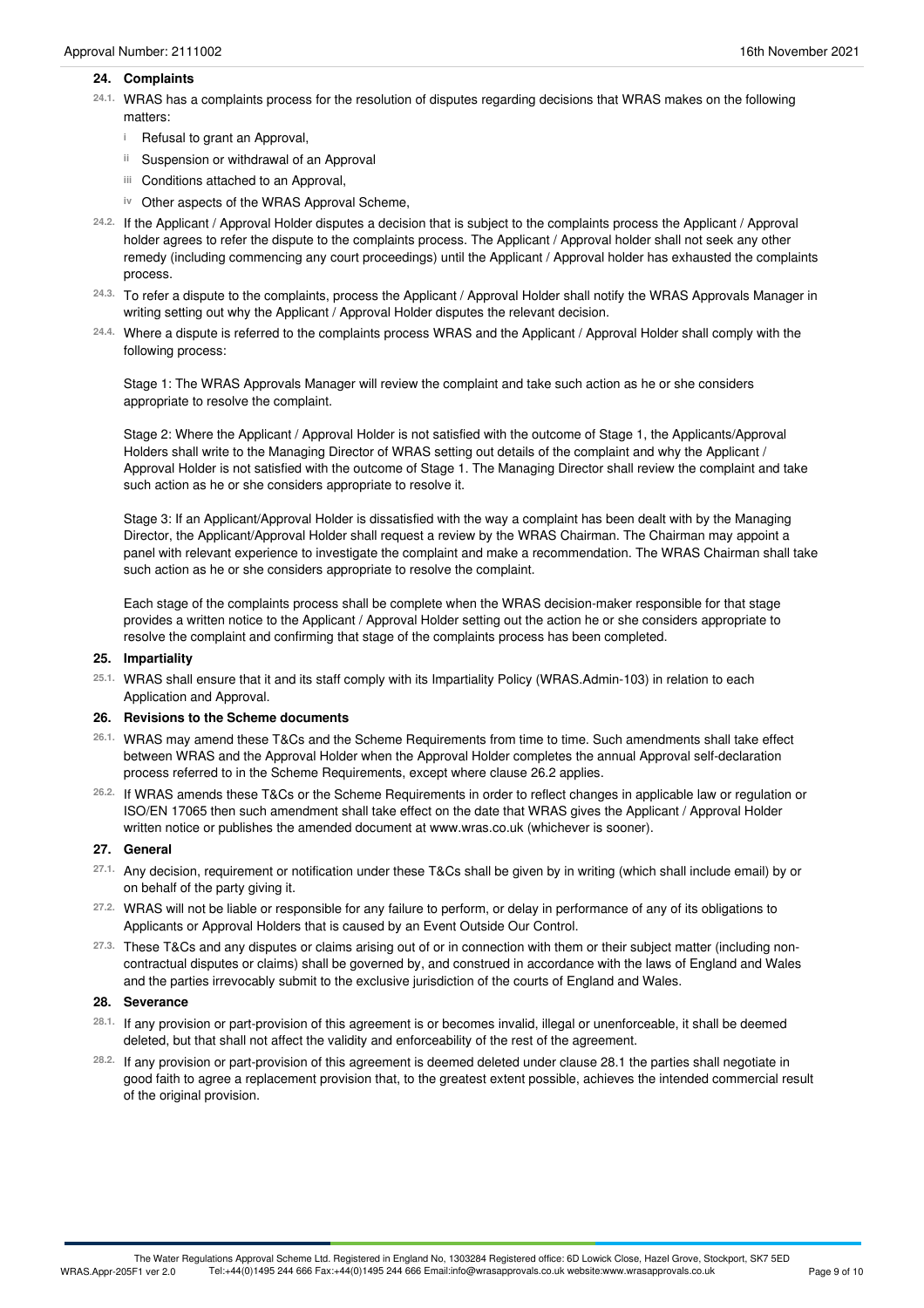## 24. Complaints

24.1. WRAS has a complaints process for the resolution of disputes regarding decisions that WRAS makes on the following matters:

- i Refusal to grant an Approval,
- ii Suspension or withdrawal of an Approval
- iii Conditions attached to an Approval,
- iv Other aspects of the WRAS Approval Scheme,

24.2. If the Applicant / Approval Holder disputes a decision that is subject to the complaints process the Applicant / Approval holder agrees to refer the dispute to the complaints process. The Applicant / Approval holder shall not seek any other remedy (including commencing any court proceedings) until the Applicant / Approval holder has exhausted the complaints process.

24.3. To refer a dispute to the complaints, process the Applicant / Approval Holder shall notify the WRAS Approvals Manager in writing setting out why the Applicant / Approval Holder disputes the relevant decision.

24.4. Where a dispute is referred to the complaints process WRAS and the Applicant / Approval Holder shall comply with the following process:

Stage 1: The WRAS Approvals Manager will review the complaint and take such action as he or she considers appropriate to resolve the complaint.

Stage 2: Where the Applicant / Approval Holder is not satisfied with the outcome of Stage 1, the Applicants/Approval Holders shall write to the Managing Director of WRAS setting out details of the complaint and why the Applicant / Approval Holder is not satisfied with the outcome of Stage 1. The Managing Director shall review the complaint and take such action as he or she considers appropriate to resolve it.

Stage 3: If an Applicant/Approval Holder is dissatisfied with the way a complaint has been dealt with by the Managing Director, the Applicant/Approval Holder shall request a review by the WRAS Chairman. The Chairman may appoint a panel with relevant experience to investigate the complaint and make a recommendation. The WRAS Chairman shall take such action as he or she considers appropriate to resolve the complaint.

Each stage of the complaints process shall be complete when the WRAS decision-maker responsible for that stage provides a written notice to the Applicant / Approval Holder setting out the action he or she considers appropriate to resolve the complaint and confirming that stage of the complaints process has been completed.

## 25. Impartiality

25.1. WRAS shall ensure that it and its staff comply with its Impartiality Policy (WRAS.Admin-103) in relation to each Application and Approval.

## 26. Revisions to the Scheme documents

26.1. WRAS may amend these T&Cs and the Scheme Requirements from time to time. Such amendments shall take effect between WRAS and the Approval Holder when the Approval Holder completes the annual Approval self-declaration process referred to in the Scheme Requirements, except where clause 26.2 applies.

26.2. If WRAS amends these T&Cs or the Scheme Requirements in order to reflect changes in applicable law or regulation or ISO/EN 17065 then such amendment shall take effect on the date that WRAS gives the Applicant / Approval Holder written notice or publishes the amended document at www.wras.co.uk (whichever is sooner).

## 27. General

27.1. Any decision, requirement or notification under these T&Cs shall be given by in writing (which shall include email) by or on behalf of the party giving it.

27.2. WRAS will not be liable or responsible for any failure to perform, or delay in performance of any of its obligations to Applicants or Approval Holders that is caused by an Event Outside Our Control.

27.3. These T&Cs and any disputes or claims arising out of or in connection with them or their subject matter (including non-contractual disputes or claims) shall be governed by, and construed in accordance with the laws of England and Wales and the parties irrevocably submit to the exclusive jurisdiction of the courts of England and Wales.

## 28. Severance

28.1. If any provision or part-provision of this agreement is or becomes invalid, illegal or unenforceable, it shall be deemed deleted, but that shall not affect the validity and enforceability of the rest of the agreement.

28.2. If any provision or part-provision of this agreement is deemed deleted under clause 28.1 the parties shall negotiate in good faith to agree a replacement provision that, to the greatest extent possible, achieves the intended commercial result of the original provision.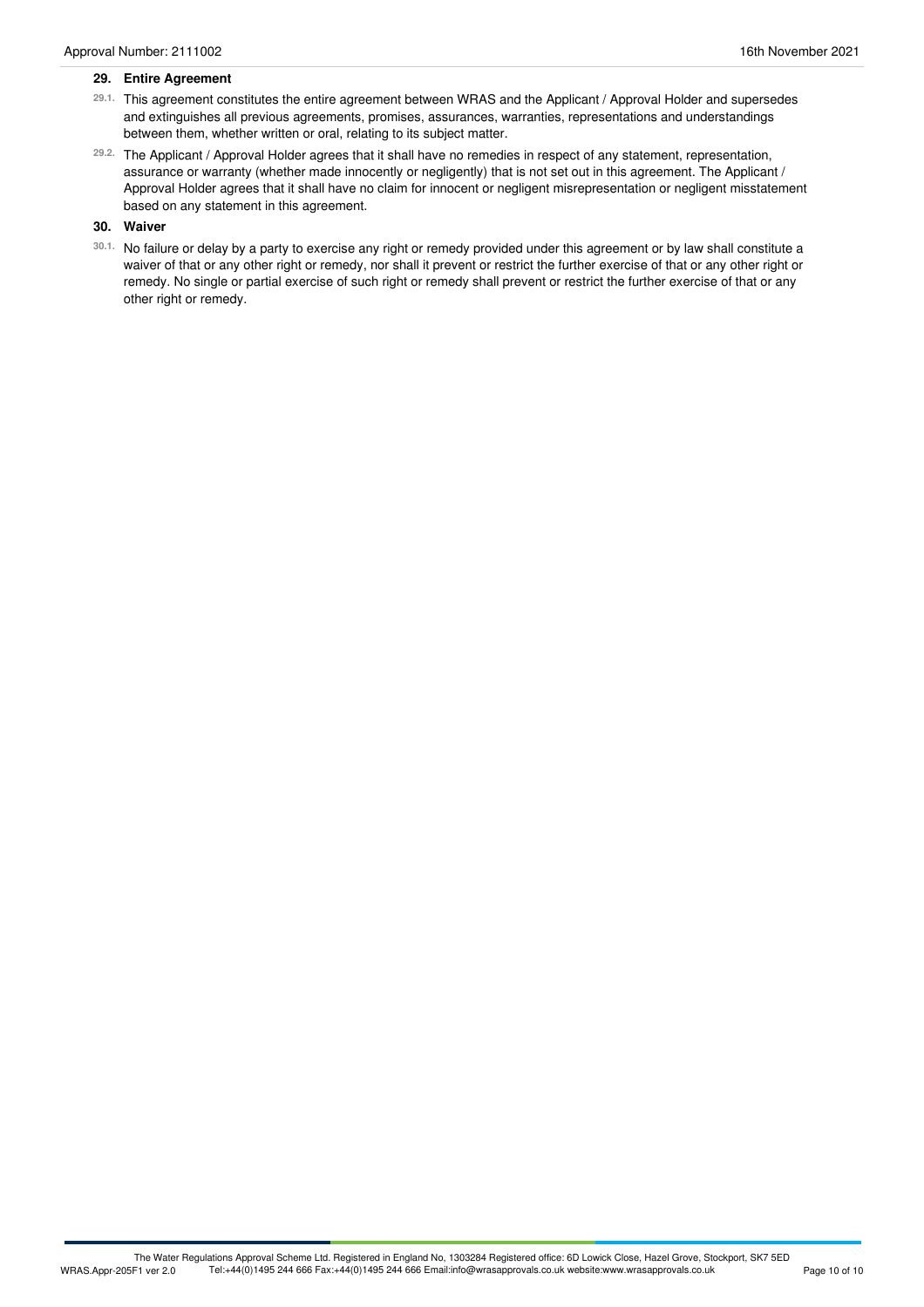## 29. Entire Agreement

29.1. This agreement constitutes the entire agreement between WRAS and the Applicant / Approval Holder and supersedes and extinguishes all previous agreements, promises, assurances, warranties, representations and understandings between them, whether written or oral, relating to its subject matter.

29.2. The Applicant / Approval Holder agrees that it shall have no remedies in respect of any statement, representation, assurance or warranty (whether made innocently or negligently) that is not set out in this agreement. The Applicant / Approval Holder agrees that it shall have no claim for innocent or negligent misrepresentation or negligent misstatement based on any statement in this agreement.

## 30. Waiver

30.1. No failure or delay by a party to exercise any right or remedy provided under this agreement or by law shall constitute a waiver of that or any other right or remedy, nor shall it prevent or restrict the further exercise of that or any other right or remedy. No single or partial exercise of such right or remedy shall prevent or restrict the further exercise of that or any other right or remedy.